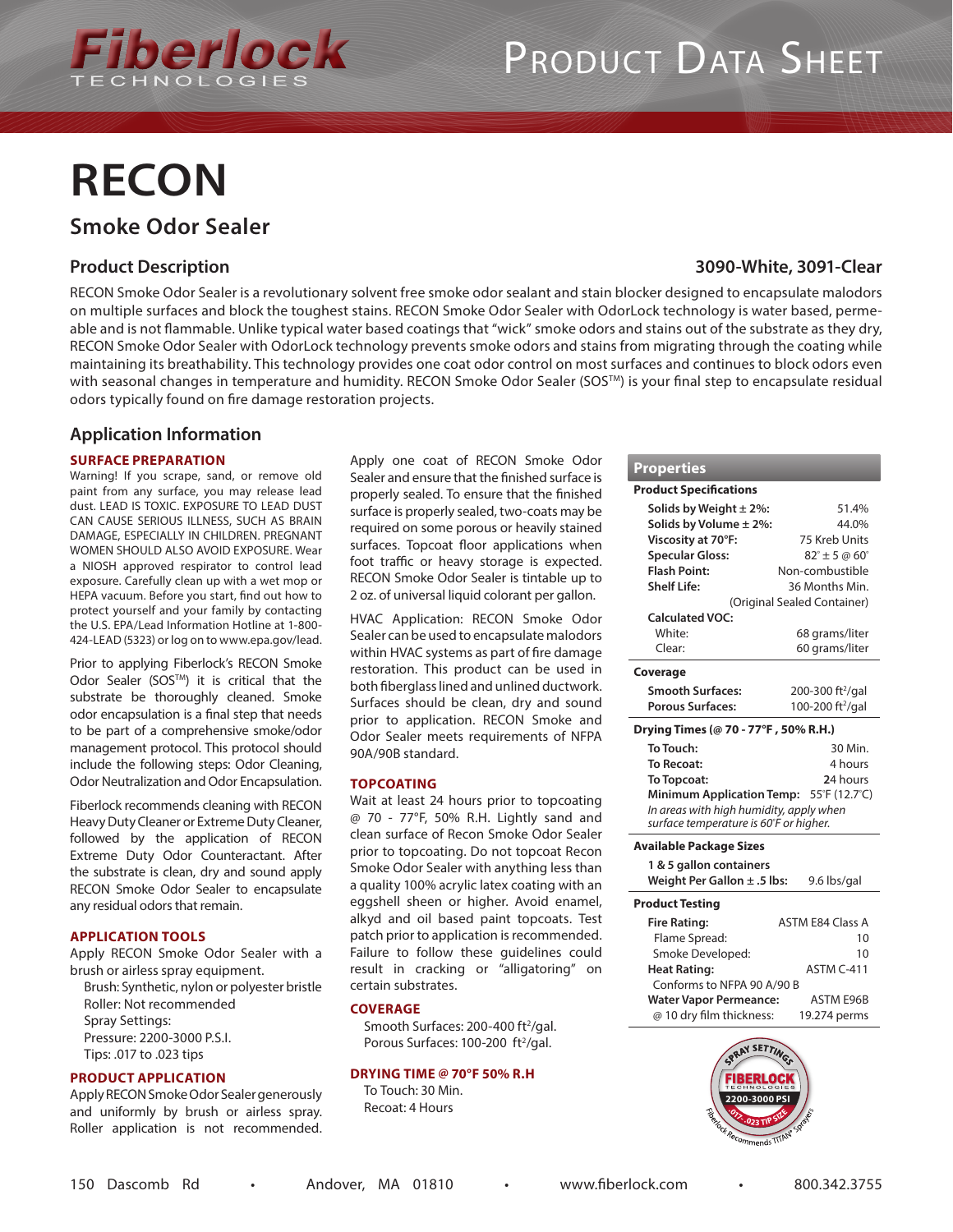# RECON

## Smoke Odor Sealer

### Product Description

**3090-White, 3091-Clear**

RECON Smoke Odor Sealer is a revolutionary solvent free smoke odor sealant and stain blocker designed to encapsulate malodors on multiple surfaces and block the toughest stains. RECON Smoke Odor Sealer with OdorLock technology is water based, permeable and is not flammable. Unlike typical water based coatings that "wick" smoke odors and stains out of the substrate as they dry, RECON Smoke Odor Sealer with OdorLock technology prevents smoke odors and stains from migrating through the coating while maintaining its breathability. This technology provides one coat odor control on most surfaces and continues to block odors even with seasonal changes in temperature and humidity. RECON Smoke Odor Sealer (SOS™) is your final step to encapsulate residual odors typically found on fire damage restoration projects.

### Application Information

**SURFACE PREPARATION**

Warning! If you scrape, sand, or remove old paint from any surface, you may release lead dust. LEAD IS TOXIC. EXPOSURE TO LEAD DUST CAN CAUSE SERIOUS ILLNESS, SUCH AS BRAIN DAMAGE, ESPECIALLY IN CHILDREN. PREGNANT WOMEN SHOULD ALSO AVOID EXPOSURE. Wear a NIOSH approved respirator to control lead exposure. Carefully clean up with a wet mop or HEPA vacuum. Before you start, find out how to protect yourself and your family by contacting the U.S. EPA/Lead Information Hotline at 1-800-424-LEAD (5323) or log on to www.epa.gov/lead.

Prior to applying Fiberlock's RECON Smoke Odor Sealer (SOS™) it is critical that the substrate be thoroughly cleaned. Smoke odor encapsulation is a final step that needs to be part of a comprehensive smoke/odor management protocol. This protocol should include the following steps: Odor Cleaning, Odor Neutralization and Odor Encapsulation.

Fiberlock recommends cleaning with RECON Heavy Duty Cleaner or Extreme Duty Cleaner, followed by the application of RECON Extreme Duty Odor Counteractant. After the substrate is clean, dry and sound apply RECON Smoke Odor Sealer to encapsulate any residual odors that remain.

**APPLICATION TOOLS**

Apply RECON Smoke Odor Sealer with a brush or airless spray equipment.

- Brush: Synthetic, nylon or polyester bristle
- Roller: Not recommended
- Spray Settings:
- Pressure: 2200-3000 P.S.I.
- Tips: .017 to .023 tips

**PRODUCT APPLICATION**

Apply RECON Smoke Odor Sealer generously and uniformly by brush or airless spray. Roller application is not recommended. Apply one coat of RECON Smoke Odor Sealer and ensure that the finished surface is properly sealed. To ensure that the finished surface is properly sealed, two-coats may be required on some porous or heavily stained surfaces. Topcoat floor applications when foot traffic or heavy storage is expected. RECON Smoke Odor Sealer is tintable up to 2 oz. of universal liquid colorant per gallon.

HVAC Application: RECON Smoke Odor Sealer can be used to encapsulate malodors within HVAC systems as part of fire damage restoration. This product can be used in both fiberglass lined and unlined ductwork. Surfaces should be clean, dry and sound prior to application. RECON Smoke Odor Sealer meets requirements of NFPA 90A/90B standard.

**TOPCOATING**

Wait at least 24 hours prior to topcoating @ 70 - 77°F, 50% R.H. Lightly sand and clean surface of Recon Smoke Odor Sealer prior to topcoating. Do not topcoat Recon Smoke Odor Sealer with anything less than a quality 100% acrylic latex coating with an eggshell sheen or higher. Avoid enamel, alkyd and oil based paint topcoats. Test patch prior to application is recommended. Failure to follow these guidelines could result in cracking or "alligatoring" on certain substrates.

**COVERAGE**

Smooth Surfaces: 200-400 ft²/gal.
Porous Surfaces: 100-200 ft²/gal.

**DRYING TIME @ 70°F 50% R.H**

To Touch: 30 Min.
Recoat: 4 Hours

### Properties

**Product Specifications**

| | |
|---|---|
| **Solids by Weight ± 2%:** | 51.4% |
| **Solids by Volume ± 2%:** | 44.0% |
| **Viscosity at 70°F:** | 75 Kreb Units |
| **Specular Gloss:** | 82° ± 5 @ 60° |
| **Flash Point:** | Non-combustible |
| **Shelf Life:** | 36 Months Min. (Original Sealed Container) |
| **Calculated VOC:** | |
| White: | 68 grams/liter |
| Clear: | 60 grams/liter |

**Coverage**

| | |
|---|---|
| **Smooth Surfaces:** | 200-300 ft²/gal |
| **Porous Surfaces:** | 100-200 ft²/gal |

**Drying Times (@ 70 - 77°F , 50% R.H.)**

| | |
|---|---|
| **To Touch:** | 30 Min. |
| **To Recoat:** | 4 hours |
| **To Topcoat:** | 24 hours |
| **Minimum Application Temp:** | 55°F (12.7°C) |

*In areas with high humidity, apply when surface temperature is 60°F or higher.*

**Available Package Sizes**

| | |
|---|---|
| **1 & 5 gallon containers** | |
| **Weight Per Gallon ± .5 lbs:** | 9.6 lbs/gal |

**Product Testing**

| | |
|---|---|
| **Fire Rating:** | ASTM E84 Class A |
| Flame Spread: | 10 |
| Smoke Developed: | 10 |
| **Heat Rating:** | ASTM C-411 |
| Conforms to NFPA 90 A/90 B | |
| **Water Vapor Permeance:** | ASTM E96B |
| @ 10 dry film thickness: | 19.274 perms |

SPRAY SETTINGS — FIBERLOCK TECHNOLOGIES — 2200-3000 PSI — .017-.023 TIP SIZE — Fiberlock Recommends TITAN® Sprayers

150 Dascomb Rd • Andover, MA 01810 • www.fiberlock.com • 800.342.3755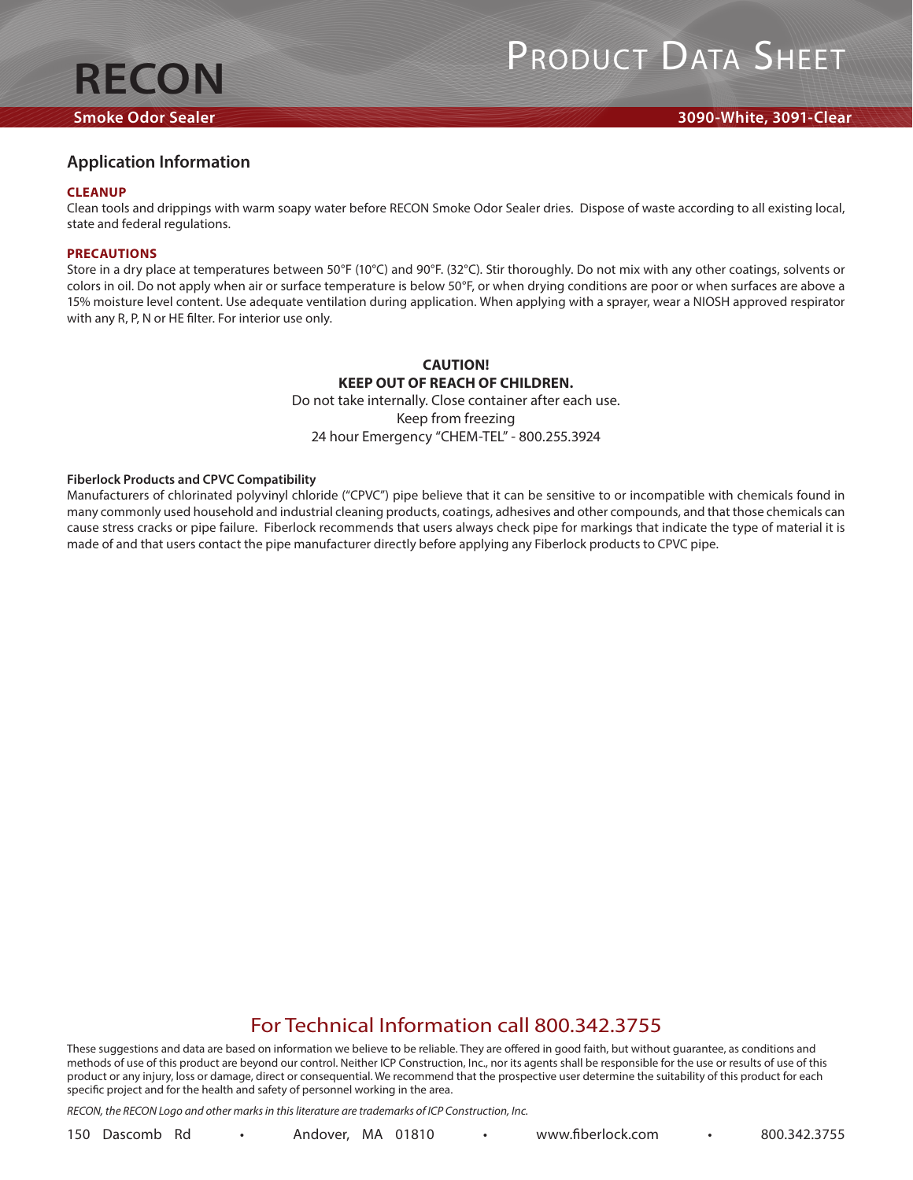# RECON

# Product Data Sheet

**Smoke Odor Sealer** — **3090-White, 3091-Clear**

## Application Information

**CLEANUP**

Clean tools and drippings with warm soapy water before RECON Smoke Odor Sealer dries. Dispose of waste according to all existing local, state and federal regulations.

**PRECAUTIONS**

Store in a dry place at temperatures between 50°F (10°C) and 90°F. (32°C). Stir thoroughly. Do not mix with any other coatings, solvents or colors in oil. Do not apply when air or surface temperature is below 50°F, or when drying conditions are poor or when surfaces are above a 15% moisture level content. Use adequate ventilation during application. When applying with a sprayer, wear a NIOSH approved respirator with any R, P, N or HE filter. For interior use only.

**CAUTION!**
**KEEP OUT OF REACH OF CHILDREN.**
Do not take internally. Close container after each use.
Keep from freezing
24 hour Emergency "CHEM-TEL" - 800.255.3924

**Fiberlock Products and CPVC Compatibility**

Manufacturers of chlorinated polyvinyl chloride ("CPVC") pipe believe that it can be sensitive to or incompatible with chemicals found in many commonly used household and industrial cleaning products, coatings, adhesives and other compounds, and that those chemicals can cause stress cracks or pipe failure. Fiberlock recommends that users always check pipe for markings that indicate the type of material it is made of and that users contact the pipe manufacturer directly before applying any Fiberlock products to CPVC pipe.

## For Technical Information call 800.342.3755

These suggestions and data are based on information we believe to be reliable. They are offered in good faith, but without guarantee, as conditions and methods of use of this product are beyond our control. Neither ICP Construction, Inc., nor its agents shall be responsible for the use or results of use of this product or any injury, loss or damage, direct or consequential. We recommend that the prospective user determine the suitability of this product for each specific project and for the health and safety of personnel working in the area.

*RECON, the RECON Logo and other marks in this literature are trademarks of ICP Construction, Inc.*

150 Dascomb Rd • Andover, MA 01810 • www.fiberlock.com • 800.342.3755